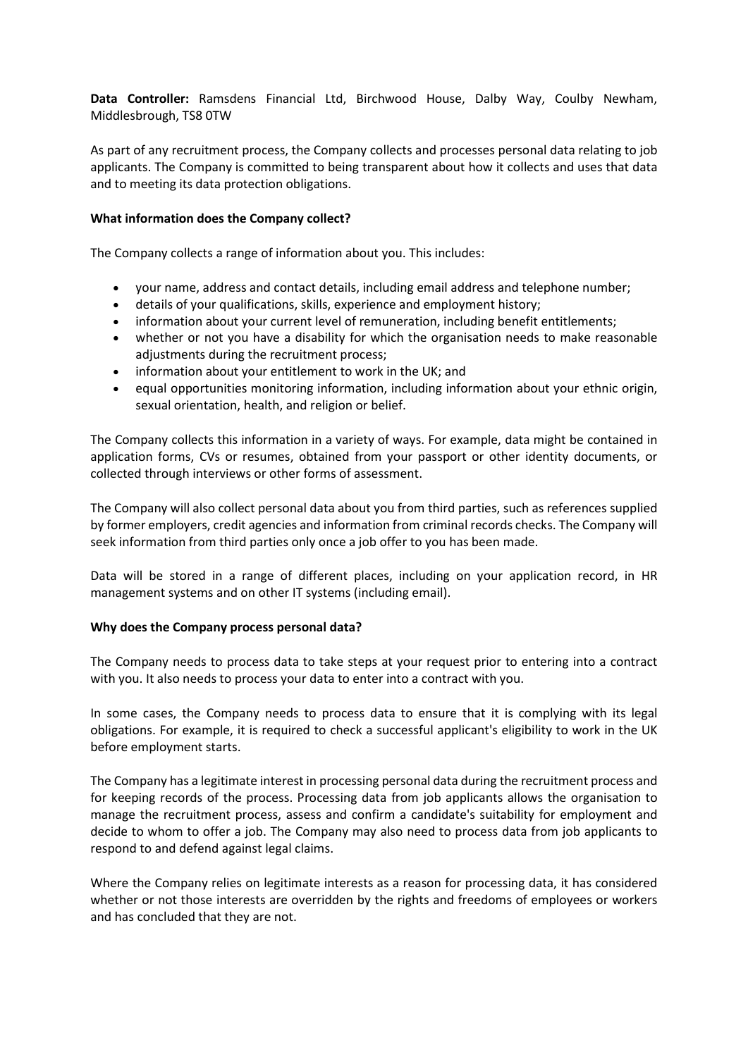**Data Controller:** Ramsdens Financial Ltd, Birchwood House, Dalby Way, Coulby Newham, Middlesbrough, TS8 0TW

As part of any recruitment process, the Company collects and processes personal data relating to job applicants. The Company is committed to being transparent about how it collects and uses that data and to meeting its data protection obligations.

**What information does the Company collect?**

The Company collects a range of information about you. This includes:

- your name, address and contact details, including email address and telephone number;
- details of your qualifications, skills, experience and employment history;
- information about your current level of remuneration, including benefit entitlements;
- whether or not you have a disability for which the organisation needs to make reasonable adjustments during the recruitment process;
- information about your entitlement to work in the UK; and
- equal opportunities monitoring information, including information about your ethnic origin, sexual orientation, health, and religion or belief.

The Company collects this information in a variety of ways. For example, data might be contained in application forms, CVs or resumes, obtained from your passport or other identity documents, or collected through interviews or other forms of assessment.

The Company will also collect personal data about you from third parties, such as references supplied by former employers, credit agencies and information from criminal records checks. The Company will seek information from third parties only once a job offer to you has been made.

Data will be stored in a range of different places, including on your application record, in HR management systems and on other IT systems (including email).

**Why does the Company process personal data?**

The Company needs to process data to take steps at your request prior to entering into a contract with you. It also needs to process your data to enter into a contract with you.

In some cases, the Company needs to process data to ensure that it is complying with its legal obligations. For example, it is required to check a successful applicant's eligibility to work in the UK before employment starts.

The Company has a legitimate interest in processing personal data during the recruitment process and for keeping records of the process. Processing data from job applicants allows the organisation to manage the recruitment process, assess and confirm a candidate's suitability for employment and decide to whom to offer a job. The Company may also need to process data from job applicants to respond to and defend against legal claims.

Where the Company relies on legitimate interests as a reason for processing data, it has considered whether or not those interests are overridden by the rights and freedoms of employees or workers and has concluded that they are not.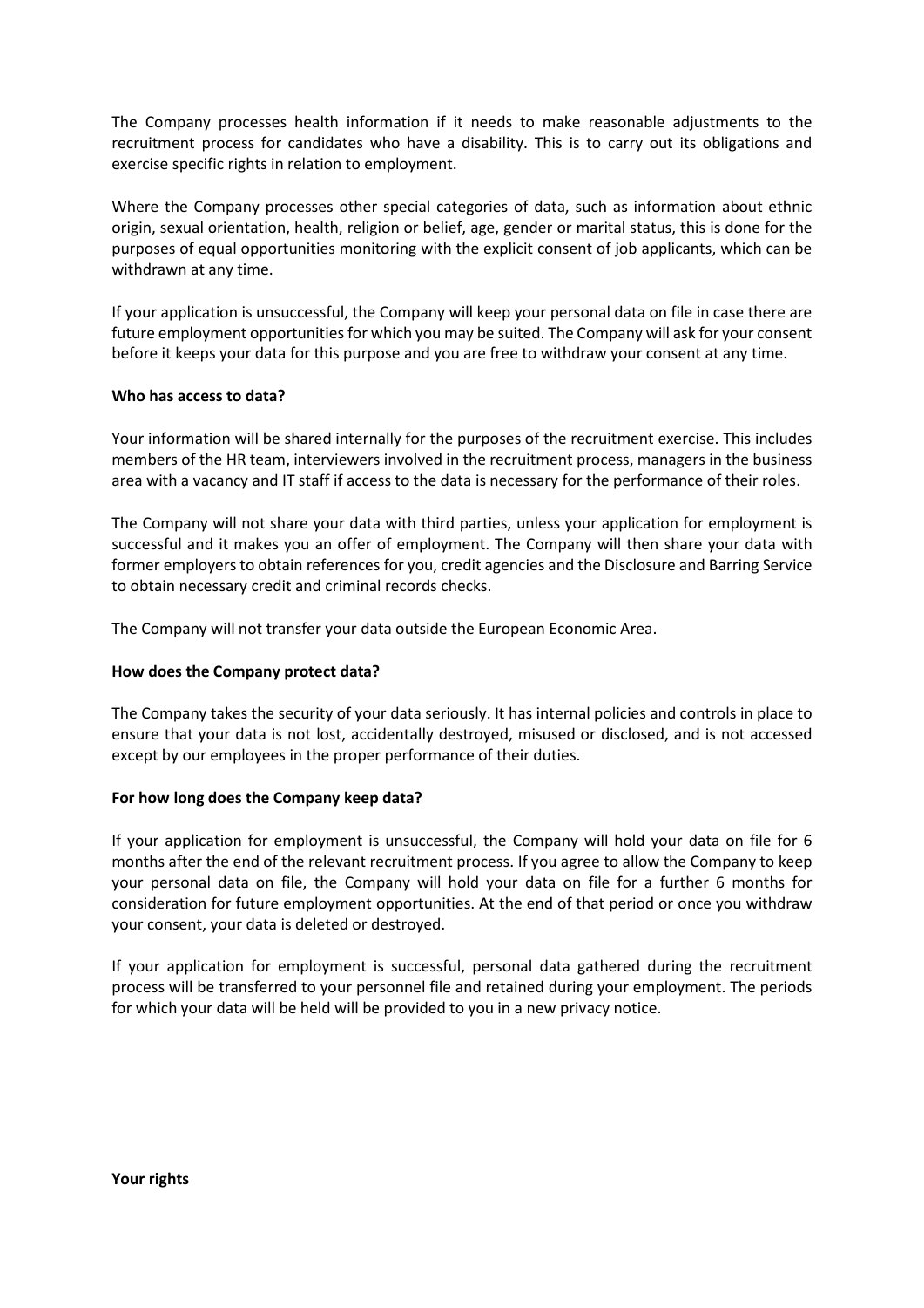The Company processes health information if it needs to make reasonable adjustments to the recruitment process for candidates who have a disability. This is to carry out its obligations and exercise specific rights in relation to employment.

Where the Company processes other special categories of data, such as information about ethnic origin, sexual orientation, health, religion or belief, age, gender or marital status, this is done for the purposes of equal opportunities monitoring with the explicit consent of job applicants, which can be withdrawn at any time.

If your application is unsuccessful, the Company will keep your personal data on file in case there are future employment opportunities for which you may be suited. The Company will ask for your consent before it keeps your data for this purpose and you are free to withdraw your consent at any time.

**Who has access to data?**

Your information will be shared internally for the purposes of the recruitment exercise. This includes members of the HR team, interviewers involved in the recruitment process, managers in the business area with a vacancy and IT staff if access to the data is necessary for the performance of their roles.

The Company will not share your data with third parties, unless your application for employment is successful and it makes you an offer of employment. The Company will then share your data with former employers to obtain references for you, credit agencies and the Disclosure and Barring Service to obtain necessary credit and criminal records checks.

The Company will not transfer your data outside the European Economic Area.

**How does the Company protect data?**

The Company takes the security of your data seriously. It has internal policies and controls in place to ensure that your data is not lost, accidentally destroyed, misused or disclosed, and is not accessed except by our employees in the proper performance of their duties.

**For how long does the Company keep data?**

If your application for employment is unsuccessful, the Company will hold your data on file for 6 months after the end of the relevant recruitment process. If you agree to allow the Company to keep your personal data on file, the Company will hold your data on file for a further 6 months for consideration for future employment opportunities. At the end of that period or once you withdraw your consent, your data is deleted or destroyed.

If your application for employment is successful, personal data gathered during the recruitment process will be transferred to your personnel file and retained during your employment. The periods for which your data will be held will be provided to you in a new privacy notice.

**Your rights**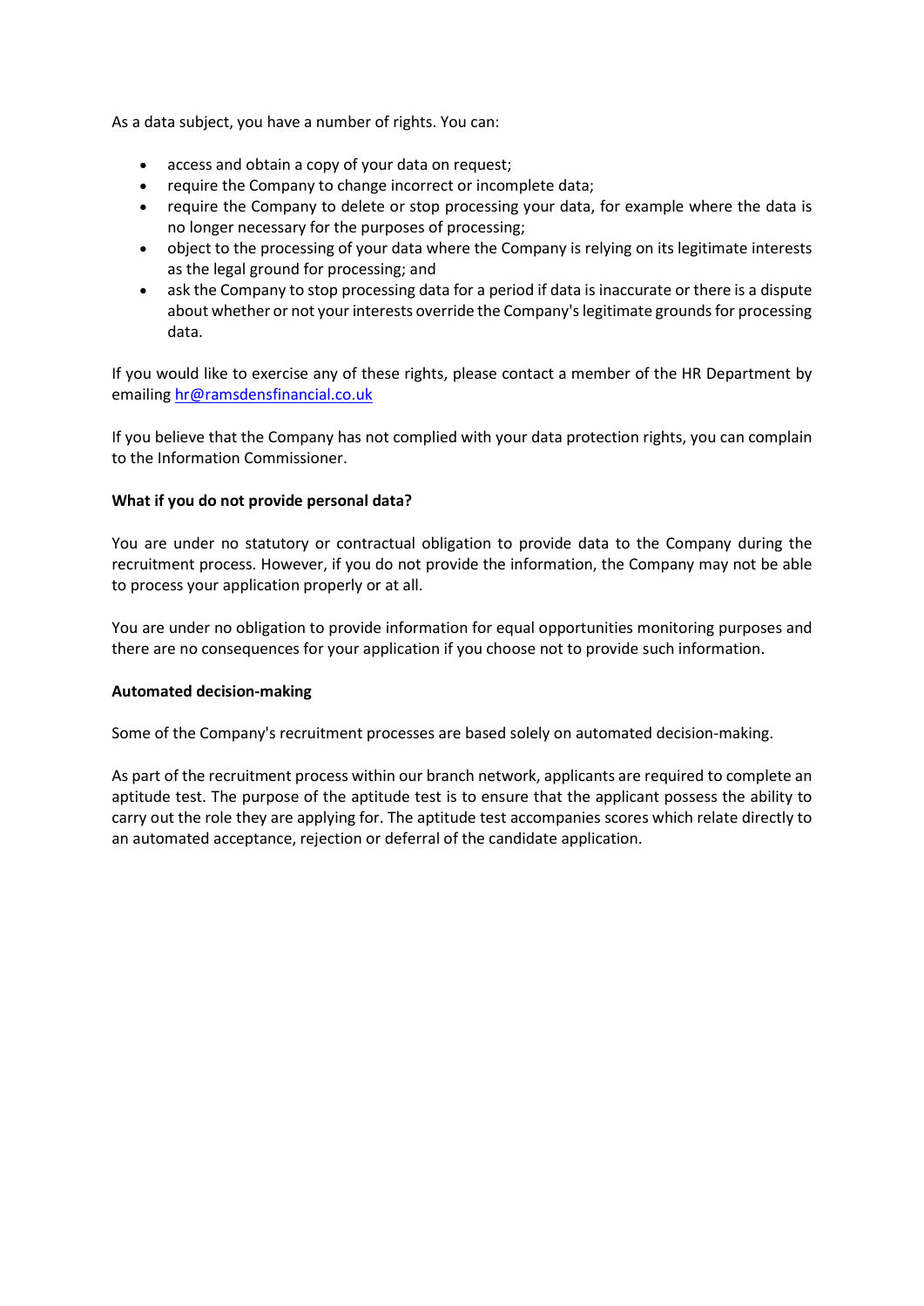As a data subject, you have a number of rights. You can:

- access and obtain a copy of your data on request;
- require the Company to change incorrect or incomplete data;
- require the Company to delete or stop processing your data, for example where the data is no longer necessary for the purposes of processing;
- object to the processing of your data where the Company is relying on its legitimate interests as the legal ground for processing; and
- ask the Company to stop processing data for a period if data is inaccurate or there is a dispute about whether or not your interests override the Company's legitimate grounds for processing data.

If you would like to exercise any of these rights, please contact a member of the HR Department by emailing [hr@ramsdensfinancial.co.uk](mailto:hr@ramsdensfinancial.co.uk)

If you believe that the Company has not complied with your data protection rights, you can complain to the Information Commissioner.

**What if you do not provide personal data?**

You are under no statutory or contractual obligation to provide data to the Company during the recruitment process. However, if you do not provide the information, the Company may not be able to process your application properly or at all.

You are under no obligation to provide information for equal opportunities monitoring purposes and there are no consequences for your application if you choose not to provide such information.

**Automated decision-making**

Some of the Company's recruitment processes are based solely on automated decision-making.

As part of the recruitment process within our branch network, applicants are required to complete an aptitude test. The purpose of the aptitude test is to ensure that the applicant possess the ability to carry out the role they are applying for. The aptitude test accompanies scores which relate directly to an automated acceptance, rejection or deferral of the candidate application.